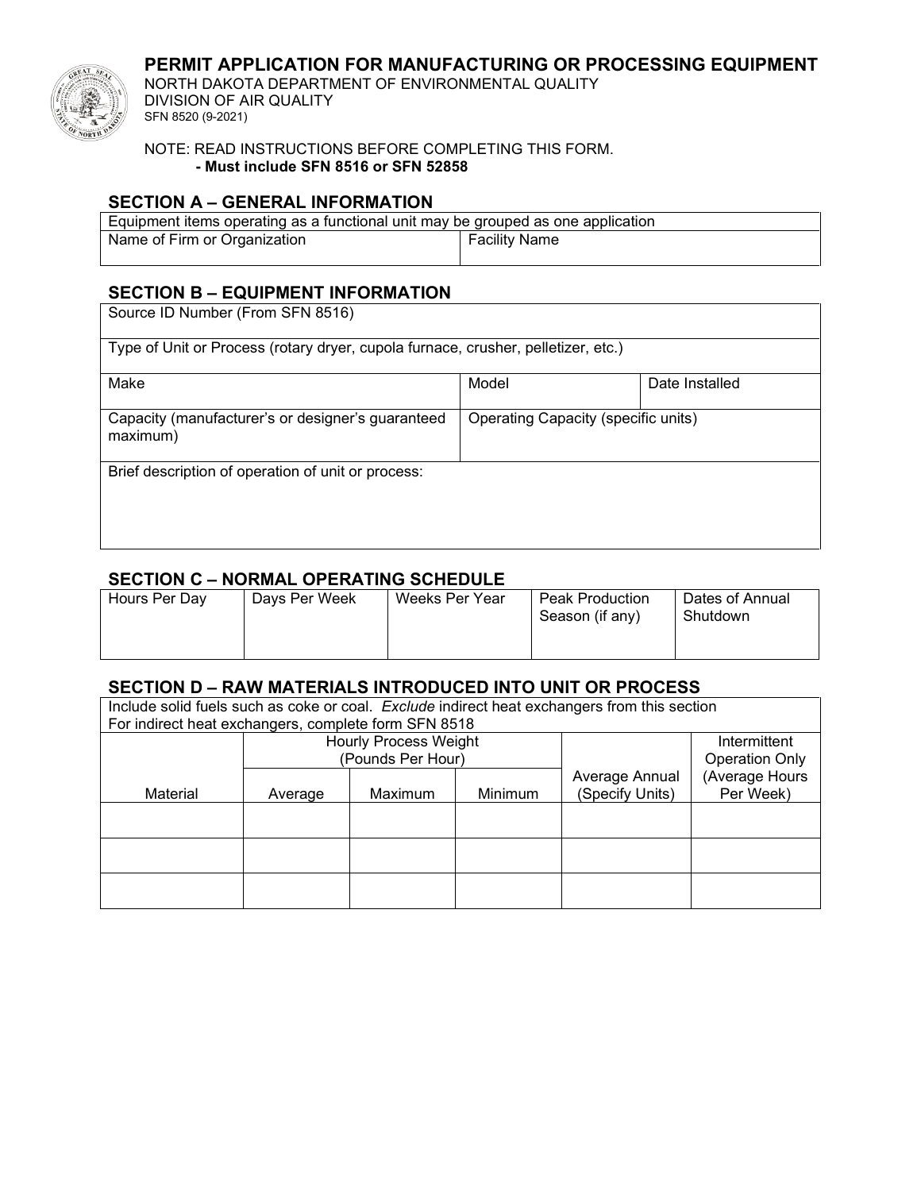# PERMIT APPLICATION FOR MANUFACTURING OR PROCESSING EQUIPMENT

NORTH DAKOTA DEPARTMENT OF ENVIRONMENTAL QUALITY
DIVISION OF AIR QUALITY
SFN 8520 (9-2021)

NOTE: READ INSTRUCTIONS BEFORE COMPLETING THIS FORM.
**- Must include SFN 8516 or SFN 52858**

## SECTION A – GENERAL INFORMATION

| Equipment items operating as a functional unit may be grouped as one application | |
|---|---|
| Name of Firm or Organization | Facility Name |

## SECTION B – EQUIPMENT INFORMATION

| Source ID Number (From SFN 8516) | | |
|---|---|---|
| Type of Unit or Process (rotary dryer, cupola furnace, crusher, pelletizer, etc.) | | |
| Make | Model | Date Installed |
| Capacity (manufacturer's or designer's guaranteed maximum) | Operating Capacity (specific units) | |
| Brief description of operation of unit or process: | | |

## SECTION C – NORMAL OPERATING SCHEDULE

| Hours Per Day | Days Per Week | Weeks Per Year | Peak Production Season (if any) | Dates of Annual Shutdown |
|---|---|---|---|---|
| | | | | |

## SECTION D – RAW MATERIALS INTRODUCED INTO UNIT OR PROCESS

Include solid fuels such as coke or coal. *Exclude* indirect heat exchangers from this section
For indirect heat exchangers, complete form SFN 8518

| Material | Hourly Process Weight (Pounds Per Hour) | | | Average Annual (Specify Units) | Intermittent Operation Only (Average Hours Per Week) |
|---|---|---|---|---|---|
| | Average | Maximum | Minimum | | |
| | | | | | |
| | | | | | |
| | | | | | |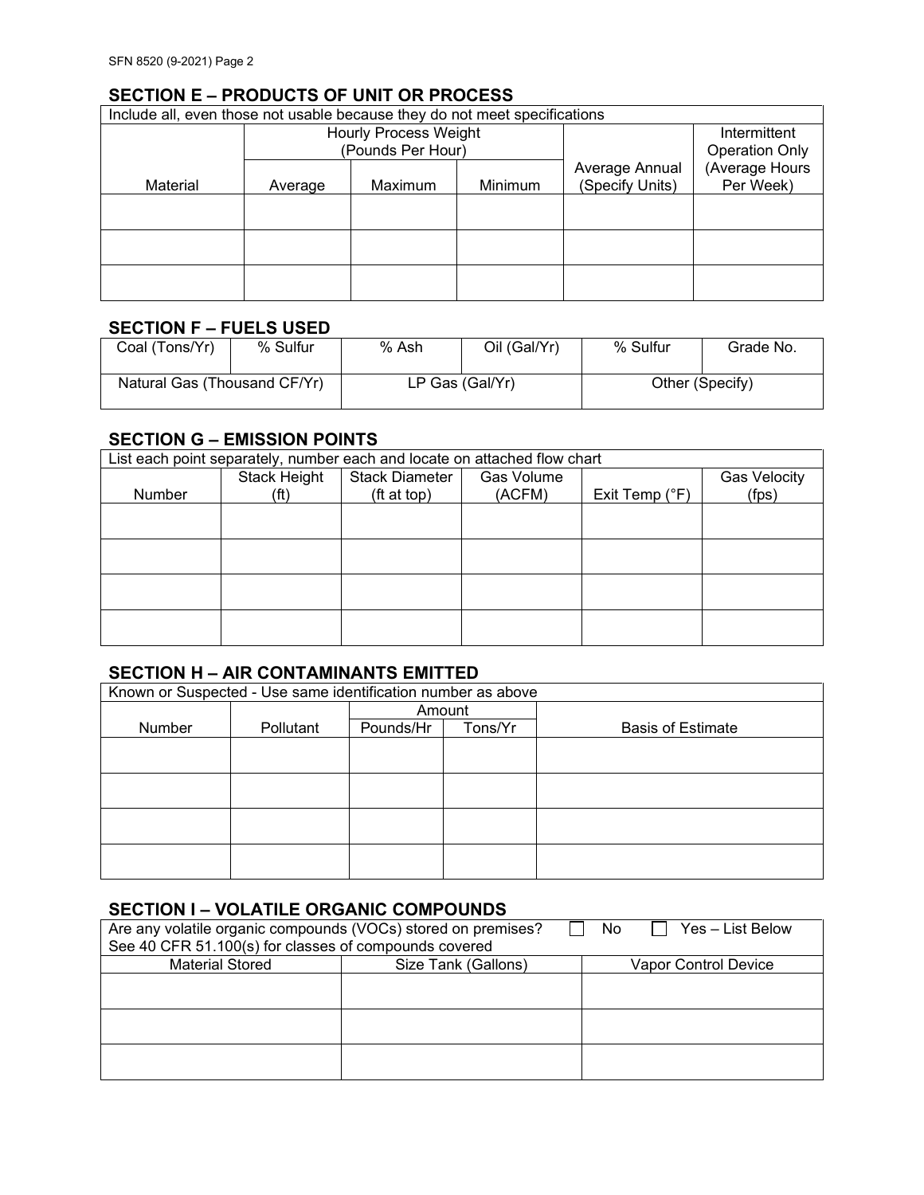## SECTION E – PRODUCTS OF UNIT OR PROCESS

Include all, even those not usable because they do not meet specifications

| Material | Hourly Process Weight (Pounds Per Hour) | | | Average Annual (Specify Units) | Intermittent Operation Only (Average Hours Per Week) |
|---|---|---|---|---|---|
| | Average | Maximum | Minimum | | |
| | | | | | |
| | | | | | |
| | | | | | |

## SECTION F – FUELS USED

| Coal (Tons/Yr) | % Sulfur | % Ash | Oil (Gal/Yr) | % Sulfur | Grade No. |
|---|---|---|---|---|---|
| Natural Gas (Thousand CF/Yr) | | LP Gas (Gal/Yr) | | Other (Specify) | |

## SECTION G – EMISSION POINTS

List each point separately, number each and locate on attached flow chart

| Number | Stack Height (ft) | Stack Diameter (ft at top) | Gas Volume (ACFM) | Exit Temp (°F) | Gas Velocity (fps) |
|---|---|---|---|---|---|
| | | | | | |
| | | | | | |
| | | | | | |
| | | | | | |

## SECTION H – AIR CONTAMINANTS EMITTED

Known or Suspected - Use same identification number as above

| Number | Pollutant | Amount | | Basis of Estimate |
|---|---|---|---|---|
| | | Pounds/Hr | Tons/Yr | |
| | | | | |
| | | | | |
| | | | | |
| | | | | |

## SECTION I – VOLATILE ORGANIC COMPOUNDS

Are any volatile organic compounds (VOCs) stored on premises? ☐ No ☐ Yes – List Below
See 40 CFR 51.100(s) for classes of compounds covered

| Material Stored | Size Tank (Gallons) | Vapor Control Device |
|---|---|---|
| | | |
| | | |
| | | |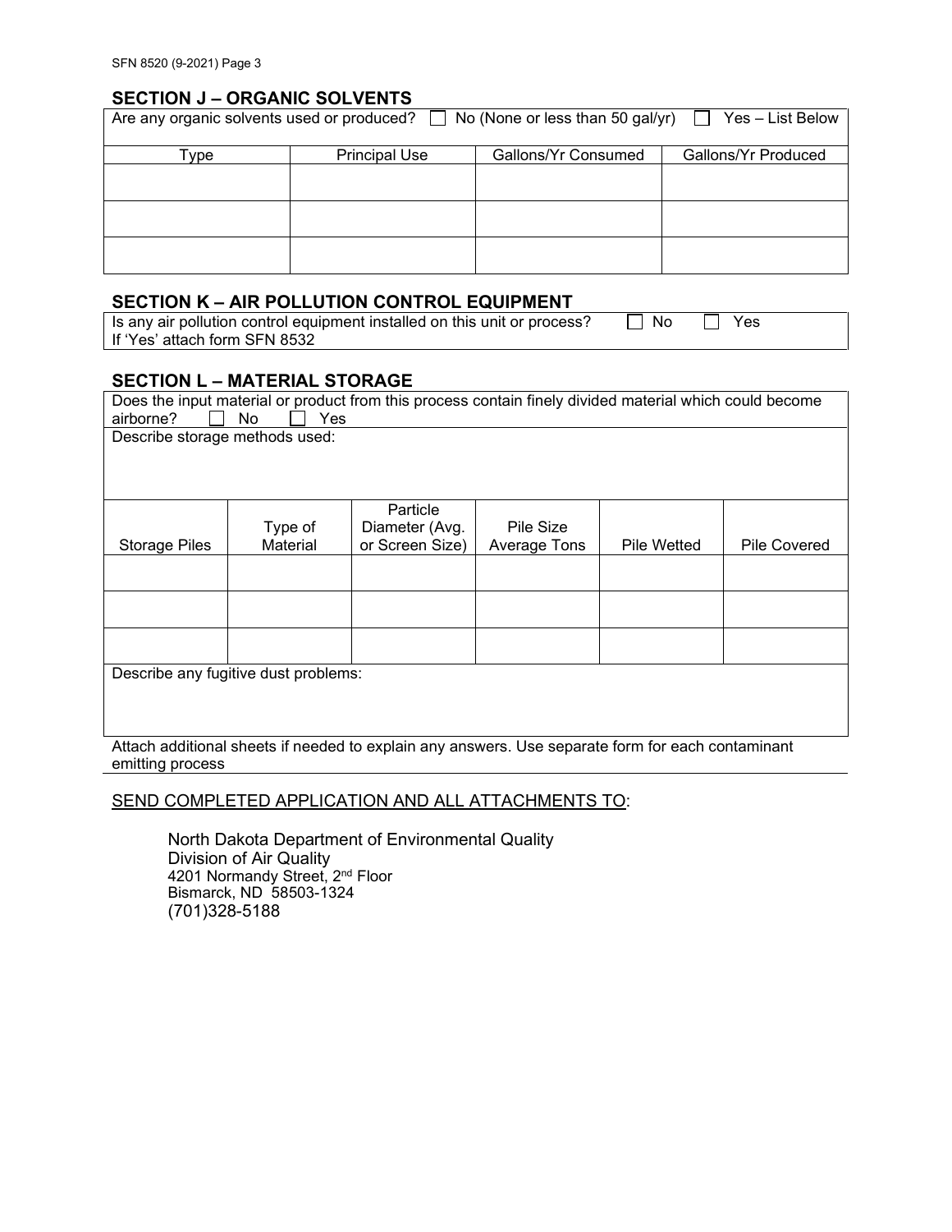## SECTION J – ORGANIC SOLVENTS

Are any organic solvents used or produced? ☐ No (None or less than 50 gal/yr) ☐ Yes – List Below

| Type | Principal Use | Gallons/Yr Consumed | Gallons/Yr Produced |
|---|---|---|---|
| | | | |
| | | | |
| | | | |

## SECTION K – AIR POLLUTION CONTROL EQUIPMENT

Is any air pollution control equipment installed on this unit or process? ☐ No ☐ Yes
If 'Yes' attach form SFN 8532

## SECTION L – MATERIAL STORAGE

Does the input material or product from this process contain finely divided material which could become airborne? ☐ No ☐ Yes

Describe storage methods used:

| Storage Piles | Type of Material | Particle Diameter (Avg. or Screen Size) | Pile Size Average Tons | Pile Wetted | Pile Covered |
|---|---|---|---|---|---|
| | | | | | |
| | | | | | |
| | | | | | |

Describe any fugitive dust problems:

Attach additional sheets if needed to explain any answers. Use separate form for each contaminant emitting process

SEND COMPLETED APPLICATION AND ALL ATTACHMENTS TO:

North Dakota Department of Environmental Quality
Division of Air Quality
4201 Normandy Street, 2nd Floor
Bismarck, ND 58503-1324
(701)328-5188